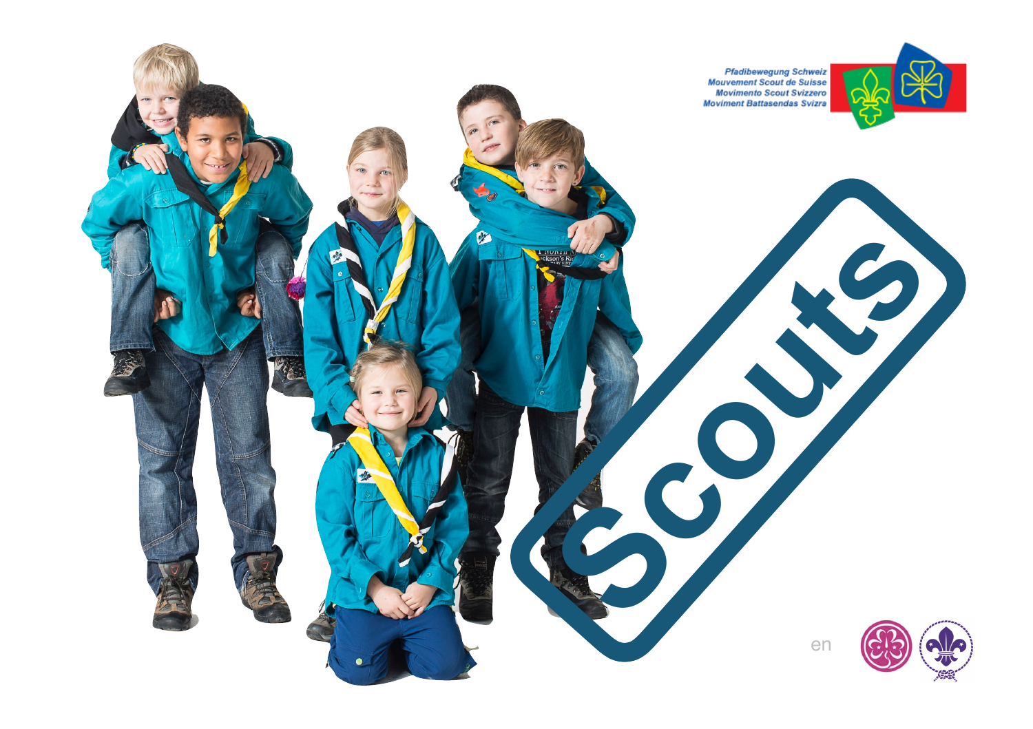Pfadibewegung Schweiz
Mouvement Scout de Suisse
Movimento Scout Svizzero
Moviment Battasendas Svizra

# Scouts

en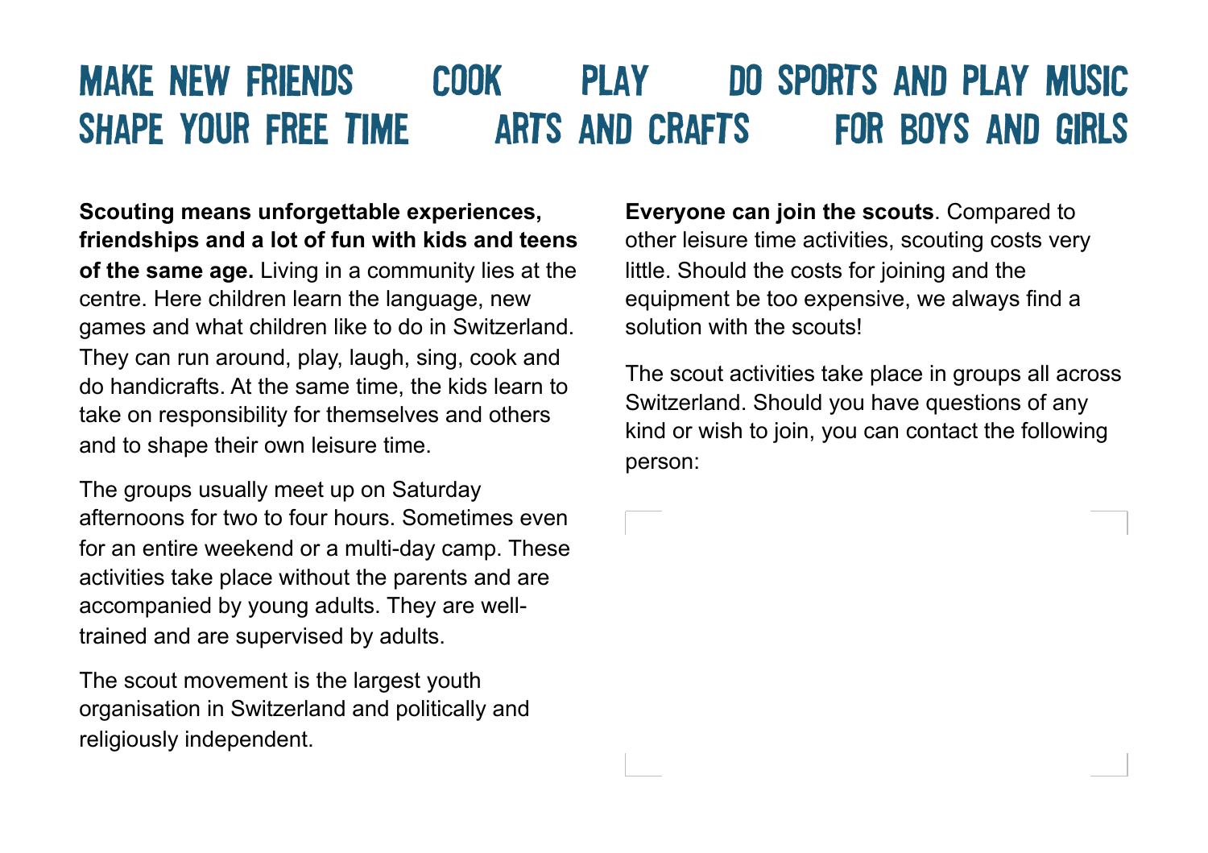MAKE NEW FRIENDS COOK PLAY DO SPORTS AND PLAY MUSIC SHAPE YOUR FREE TIME ARTS AND CRAFTS FOR BOYS AND GIRLS

**Scouting means unforgettable experiences, friendships and a lot of fun with kids and teens of the same age.** Living in a community lies at the centre. Here children learn the language, new games and what children like to do in Switzerland. They can run around, play, laugh, sing, cook and do handicrafts. At the same time, the kids learn to take on responsibility for themselves and others and to shape their own leisure time.

The groups usually meet up on Saturday afternoons for two to four hours. Sometimes even for an entire weekend or a multi-day camp. These activities take place without the parents and are accompanied by young adults. They are well-trained and are supervised by adults.

The scout movement is the largest youth organisation in Switzerland and politically and religiously independent.

**Everyone can join the scouts**. Compared to other leisure time activities, scouting costs very little. Should the costs for joining and the equipment be too expensive, we always find a solution with the scouts!

The scout activities take place in groups all across Switzerland. Should you have questions of any kind or wish to join, you can contact the following person: